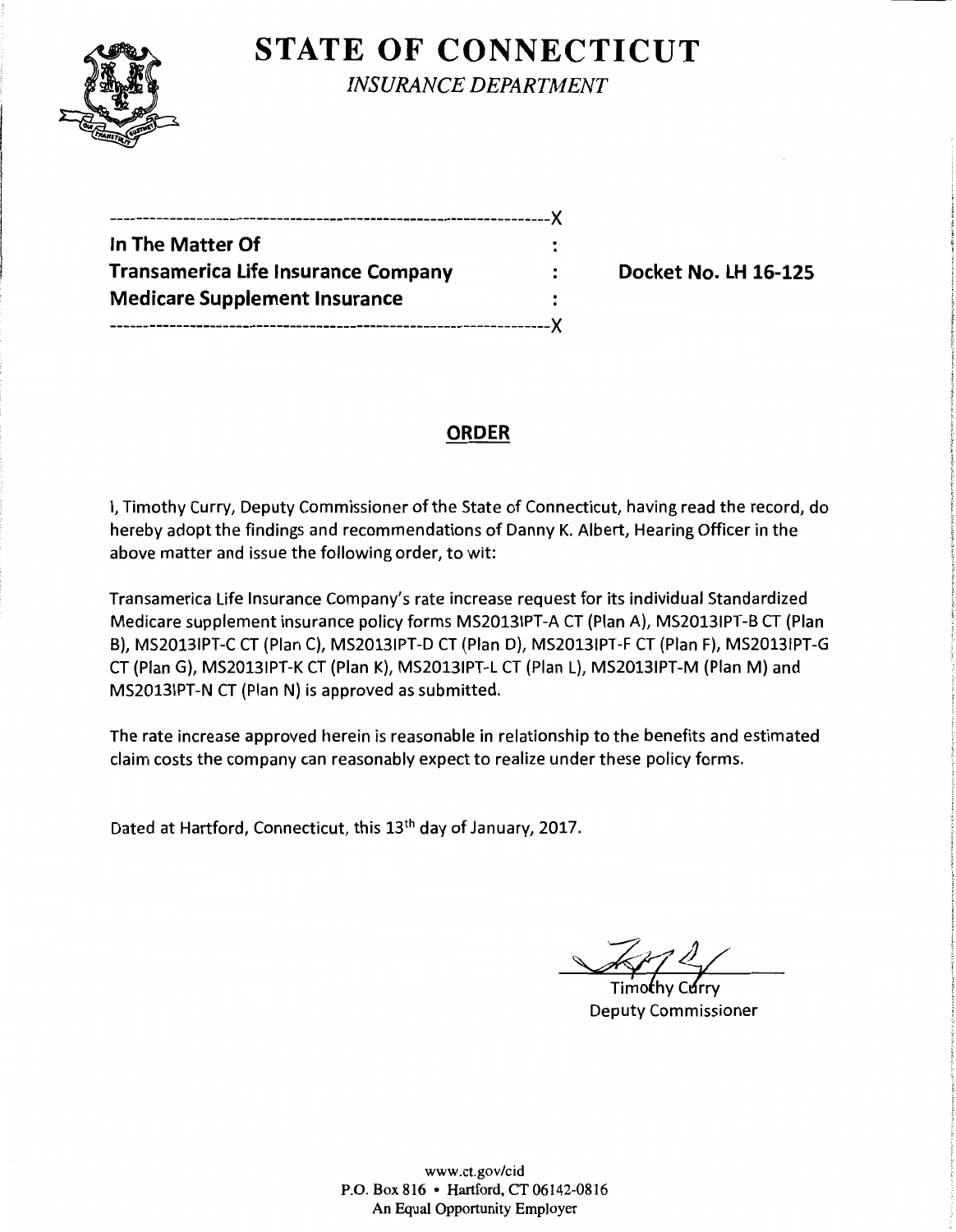# STATE OF CONNECTICUT

*INSURANCE DEPARTMENT*

---------------------------------------------------------------------X

| | | |
|---|---|---|
| **In The Matter Of** | : | |
| **Transamerica Life Insurance Company** | : | **Docket No. LH 16-125** |
| **Medicare Supplement Insurance** | : | |

---------------------------------------------------------------------X

## ORDER

I, Timothy Curry, Deputy Commissioner of the State of Connecticut, having read the record, do hereby adopt the findings and recommendations of Danny K. Albert, Hearing Officer in the above matter and issue the following order, to wit:

Transamerica Life Insurance Company's rate increase request for its individual Standardized Medicare supplement insurance policy forms MS2013IPT-A CT (Plan A), MS2013IPT-B CT (Plan B), MS2013IPT-C CT (Plan C), MS2013IPT-D CT (Plan D), MS2013IPT-F CT (Plan F), MS2013IPT-G CT (Plan G), MS2013IPT-K CT (Plan K), MS2013IPT-L CT (Plan L), MS2013IPT-M (Plan M) and MS2013IPT-N CT (Plan N) is approved as submitted.

The rate increase approved herein is reasonable in relationship to the benefits and estimated claim costs the company can reasonably expect to realize under these policy forms.

Dated at Hartford, Connecticut, this 13th day of January, 2017.

Timothy Curry
Deputy Commissioner

www.ct.gov/cid
P.O. Box 816 • Hartford, CT 06142-0816
An Equal Opportunity Employer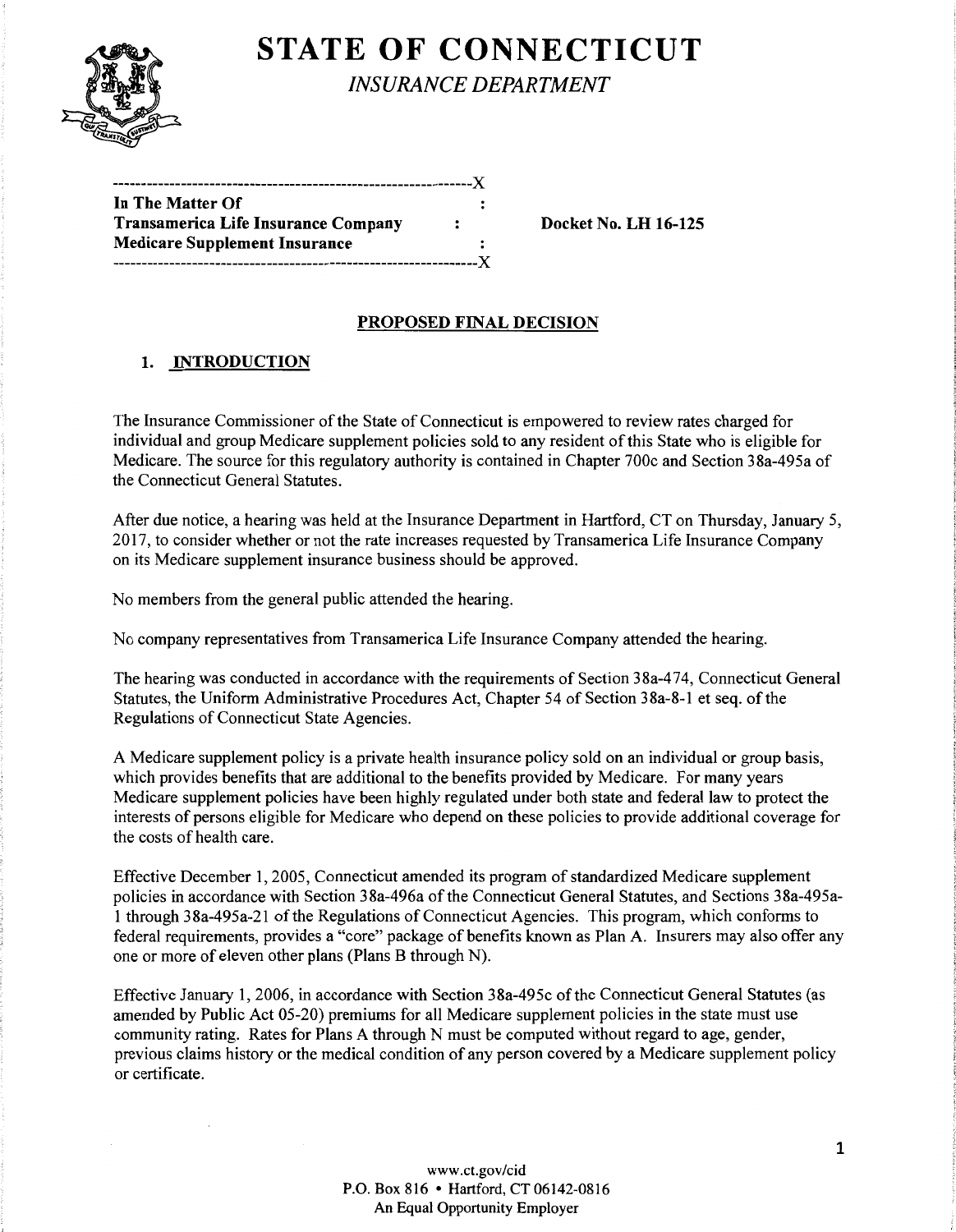# STATE OF CONNECTICUT

*INSURANCE DEPARTMENT*

```
---------------------------------------------------------------X
In The Matter Of                                  :
Transamerica Life Insurance Company               :        Docket No. LH 16-125
Medicare Supplement Insurance                     :
---------------------------------------------------------------X
```

## PROPOSED FINAL DECISION

### 1. INTRODUCTION

The Insurance Commissioner of the State of Connecticut is empowered to review rates charged for individual and group Medicare supplement policies sold to any resident of this State who is eligible for Medicare. The source for this regulatory authority is contained in Chapter 700c and Section 38a-495a of the Connecticut General Statutes.

After due notice, a hearing was held at the Insurance Department in Hartford, CT on Thursday, January 5, 2017, to consider whether or not the rate increases requested by Transamerica Life Insurance Company on its Medicare supplement insurance business should be approved.

No members from the general public attended the hearing.

No company representatives from Transamerica Life Insurance Company attended the hearing.

The hearing was conducted in accordance with the requirements of Section 38a-474, Connecticut General Statutes, the Uniform Administrative Procedures Act, Chapter 54 of Section 38a-8-1 et seq. of the Regulations of Connecticut State Agencies.

A Medicare supplement policy is a private health insurance policy sold on an individual or group basis, which provides benefits that are additional to the benefits provided by Medicare. For many years Medicare supplement policies have been highly regulated under both state and federal law to protect the interests of persons eligible for Medicare who depend on these policies to provide additional coverage for the costs of health care.

Effective December 1, 2005, Connecticut amended its program of standardized Medicare supplement policies in accordance with Section 38a-496a of the Connecticut General Statutes, and Sections 38a-495a-1 through 38a-495a-21 of the Regulations of Connecticut Agencies. This program, which conforms to federal requirements, provides a "core" package of benefits known as Plan A. Insurers may also offer any one or more of eleven other plans (Plans B through N).

Effective January 1, 2006, in accordance with Section 38a-495c of the Connecticut General Statutes (as amended by Public Act 05-20) premiums for all Medicare supplement policies in the state must use community rating. Rates for Plans A through N must be computed without regard to age, gender, previous claims history or the medical condition of any person covered by a Medicare supplement policy or certificate.

www.ct.gov/cid
P.O. Box 816 • Hartford, CT 06142-0816
An Equal Opportunity Employer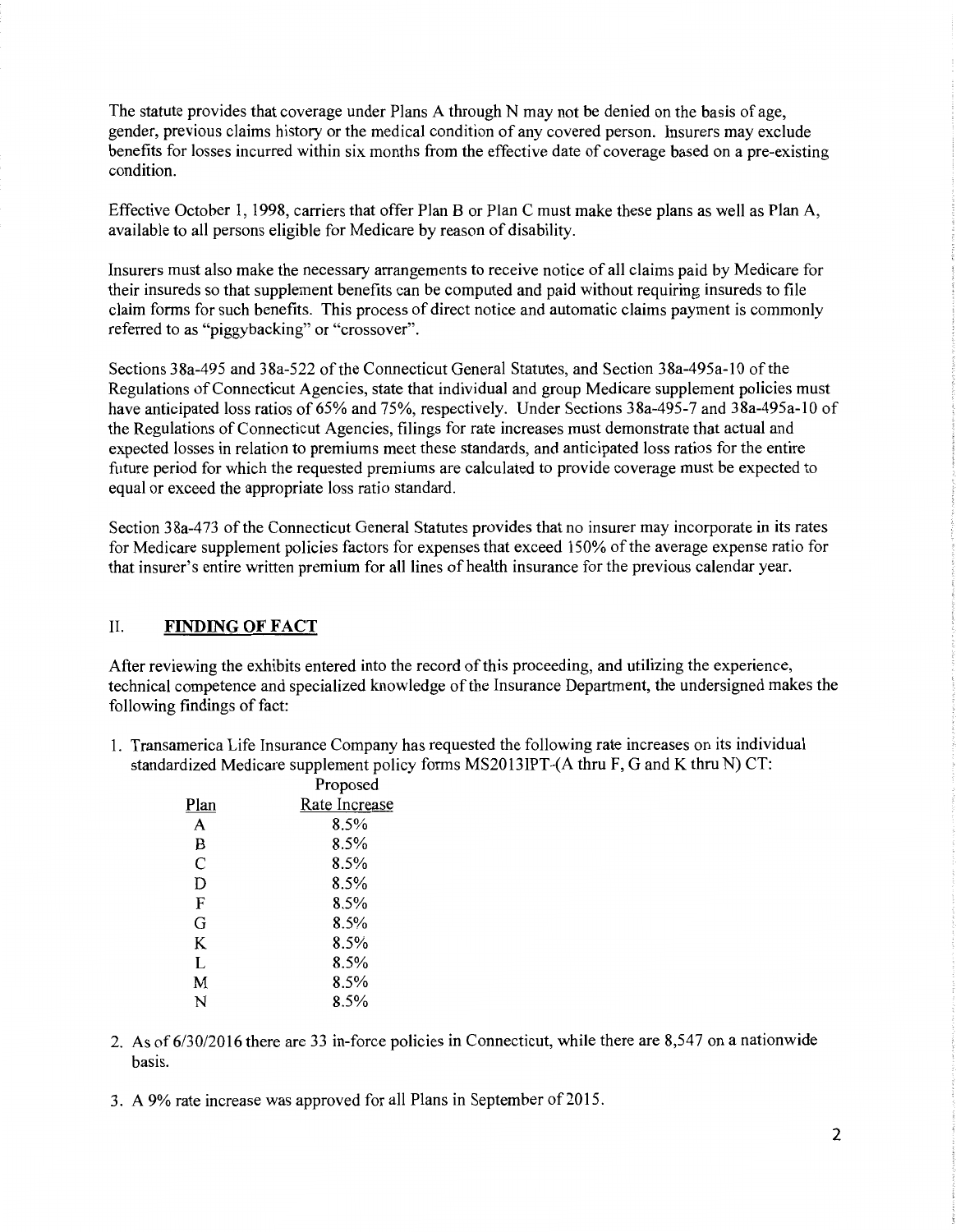The statute provides that coverage under Plans A through N may not be denied on the basis of age, gender, previous claims history or the medical condition of any covered person. Insurers may exclude benefits for losses incurred within six months from the effective date of coverage based on a pre-existing condition.

Effective October 1, 1998, carriers that offer Plan B or Plan C must make these plans as well as Plan A, available to all persons eligible for Medicare by reason of disability.

Insurers must also make the necessary arrangements to receive notice of all claims paid by Medicare for their insureds so that supplement benefits can be computed and paid without requiring insureds to file claim forms for such benefits. This process of direct notice and automatic claims payment is commonly referred to as "piggybacking" or "crossover".

Sections 38a-495 and 38a-522 of the Connecticut General Statutes, and Section 38a-495a-10 of the Regulations of Connecticut Agencies, state that individual and group Medicare supplement policies must have anticipated loss ratios of 65% and 75%, respectively. Under Sections 38a-495-7 and 38a-495a-10 of the Regulations of Connecticut Agencies, filings for rate increases must demonstrate that actual and expected losses in relation to premiums meet these standards, and anticipated loss ratios for the entire future period for which the requested premiums are calculated to provide coverage must be expected to equal or exceed the appropriate loss ratio standard.

Section 38a-473 of the Connecticut General Statutes provides that no insurer may incorporate in its rates for Medicare supplement policies factors for expenses that exceed 150% of the average expense ratio for that insurer's entire written premium for all lines of health insurance for the previous calendar year.

## II. FINDING OF FACT

After reviewing the exhibits entered into the record of this proceeding, and utilizing the experience, technical competence and specialized knowledge of the Insurance Department, the undersigned makes the following findings of fact:

1. Transamerica Life Insurance Company has requested the following rate increases on its individual standardized Medicare supplement policy forms MS2013IPT-(A thru F, G and K thru N) CT:

| Plan | Proposed Rate Increase |
|---|---|
| A | 8.5% |
| B | 8.5% |
| C | 8.5% |
| D | 8.5% |
| F | 8.5% |
| G | 8.5% |
| K | 8.5% |
| L | 8.5% |
| M | 8.5% |
| N | 8.5% |

2. As of 6/30/2016 there are 33 in-force policies in Connecticut, while there are 8,547 on a nationwide basis.

3. A 9% rate increase was approved for all Plans in September of 2015.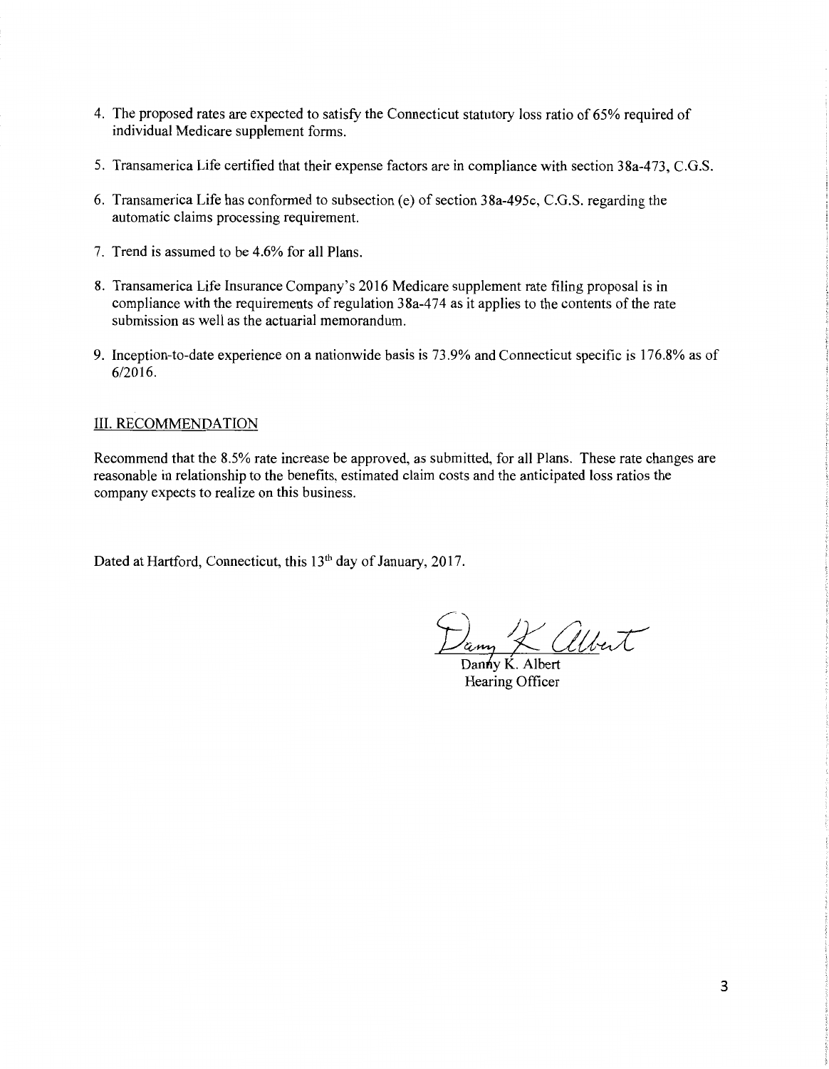4. The proposed rates are expected to satisfy the Connecticut statutory loss ratio of 65% required of individual Medicare supplement forms.

5. Transamerica Life certified that their expense factors are in compliance with section 38a-473, C.G.S.

6. Transamerica Life has conformed to subsection (e) of section 38a-495c, C.G.S. regarding the automatic claims processing requirement.

7. Trend is assumed to be 4.6% for all Plans.

8. Transamerica Life Insurance Company's 2016 Medicare supplement rate filing proposal is in compliance with the requirements of regulation 38a-474 as it applies to the contents of the rate submission as well as the actuarial memorandum.

9. Inception-to-date experience on a nationwide basis is 73.9% and Connecticut specific is 176.8% as of 6/2016.

## III. RECOMMENDATION

Recommend that the 8.5% rate increase be approved, as submitted, for all Plans. These rate changes are reasonable in relationship to the benefits, estimated claim costs and the anticipated loss ratios the company expects to realize on this business.

Dated at Hartford, Connecticut, this 13th day of January, 2017.

Danny K. Albert
Hearing Officer